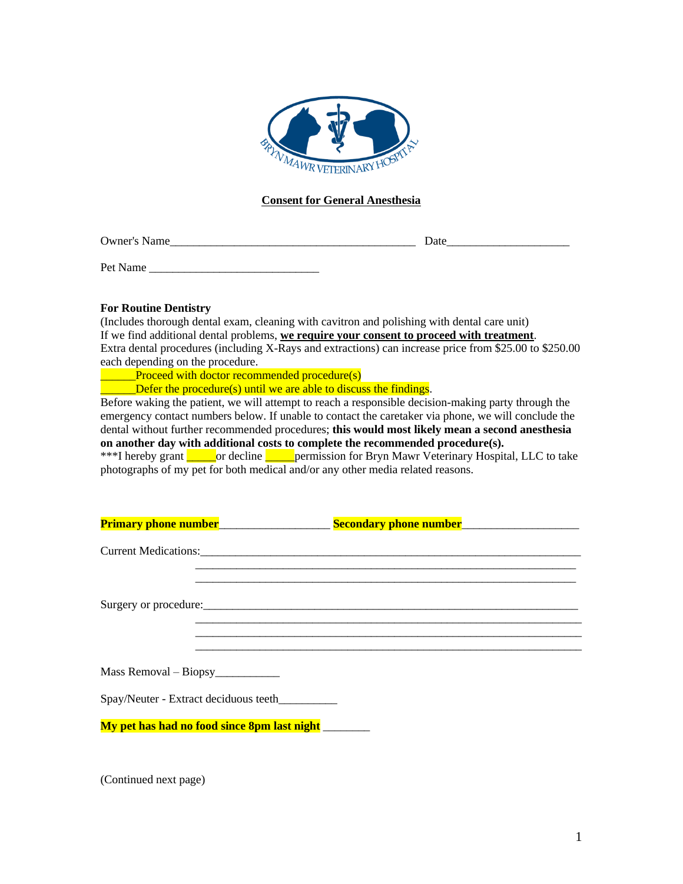**Consent for General Anesthesia**

Owner's Name\_\_\_\_\_\_\_\_\_\_\_\_\_\_\_\_\_\_\_\_\_\_\_\_\_\_\_\_\_\_\_\_\_\_\_\_\_\_\_\_\_\_\_ Date\_\_\_\_\_\_\_\_\_\_\_\_\_\_\_\_\_\_\_\_\_

Pet Name \_\_\_\_\_\_\_\_\_\_\_\_\_\_\_\_\_\_\_\_\_\_\_\_\_\_\_\_\_\_

**For Routine Dentistry**
(Includes thorough dental exam, cleaning with cavitron and polishing with dental care unit)
If we find additional dental problems, **we require your consent to proceed with treatment**.
Extra dental procedures (including X-Rays and extractions) can increase price from $25.00 to $250.00 each depending on the procedure.

\_\_\_\_\_\_Proceed with doctor recommended procedure(s)

\_\_\_\_\_\_Defer the procedure(s) until we are able to discuss the findings.

Before waking the patient, we will attempt to reach a responsible decision-making party through the emergency contact numbers below. If unable to contact the caretaker via phone, we will conclude the dental without further recommended procedures; **this would most likely mean a second anesthesia on another day with additional costs to complete the recommended procedure(s).**

***I hereby grant \_\_\_\_\_or decline \_\_\_\_\_permission for Bryn Mawr Veterinary Hospital, LLC to take photographs of my pet for both medical and/or any other media related reasons.

**Primary phone number**\_\_\_\_\_\_\_\_\_\_\_\_\_\_\_\_\_\_\_ **Secondary phone number**\_\_\_\_\_\_\_\_\_\_\_\_\_\_\_\_\_\_\_\_

Current Medications:\_\_\_\_\_\_\_\_\_\_\_\_\_\_\_\_\_\_\_\_\_\_\_\_\_\_\_\_\_\_\_\_\_\_\_\_\_\_\_\_\_\_\_\_\_\_\_\_\_\_\_\_\_\_\_\_\_\_\_\_\_\_\_\_\_\_

Surgery or procedure:\_\_\_\_\_\_\_\_\_\_\_\_\_\_\_\_\_\_\_\_\_\_\_\_\_\_\_\_\_\_\_\_\_\_\_\_\_\_\_\_\_\_\_\_\_\_\_\_\_\_\_\_\_\_\_\_\_\_\_\_\_\_\_\_\_

Mass Removal – Biopsy\_\_\_\_\_\_\_\_\_\_\_

Spay/Neuter - Extract deciduous teeth\_\_\_\_\_\_\_\_\_\_

**My pet has had no food since 8pm last night** \_\_\_\_\_\_\_\_

(Continued next page)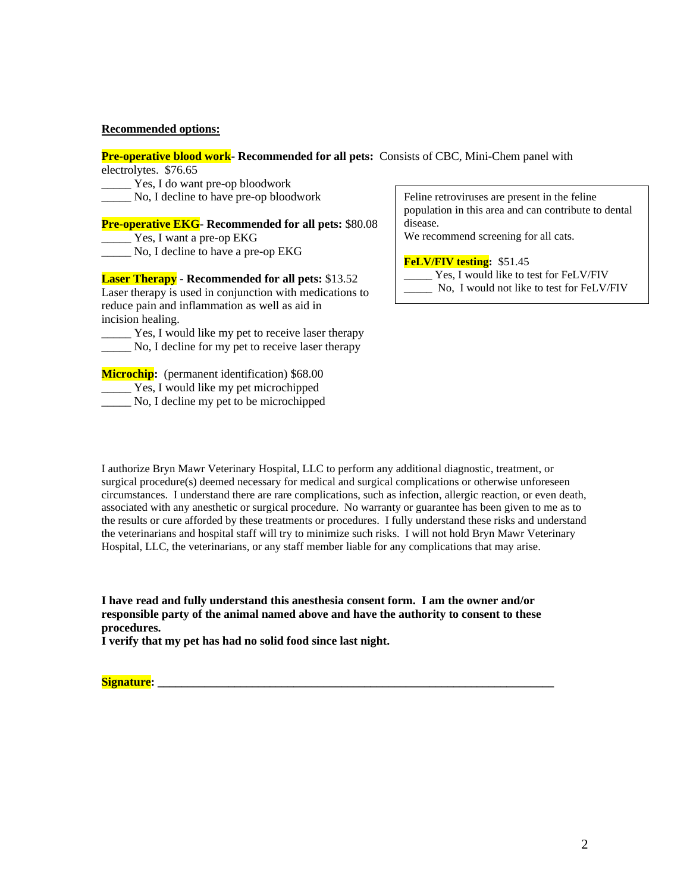**Recommended options:**

**Pre-operative blood work- Recommended for all pets:** Consists of CBC, Mini-Chem panel with electrolytes. $76.65

_____ Yes, I do want pre-op bloodwork

_____ No, I decline to have pre-op bloodwork

**Pre-operative EKG- Recommended for all pets:** $80.08

_____ Yes, I want a pre-op EKG

_____ No, I decline to have a pre-op EKG

**Laser Therapy - Recommended for all pets:** $13.52

Laser therapy is used in conjunction with medications to reduce pain and inflammation as well as aid in incision healing.

_____ Yes, I would like my pet to receive laser therapy

_____ No, I decline for my pet to receive laser therapy

**Microchip:** (permanent identification) $68.00

_____ Yes, I would like my pet microchipped

_____ No, I decline my pet to be microchipped

Feline retroviruses are present in the feline population in this area and can contribute to dental disease.
We recommend screening for all cats.

**FeLV/FIV testing:** $51.45

_____ Yes, I would like to test for FeLV/FIV

_____ No, I would not like to test for FeLV/FIV

I authorize Bryn Mawr Veterinary Hospital, LLC to perform any additional diagnostic, treatment, or surgical procedure(s) deemed necessary for medical and surgical complications or otherwise unforeseen circumstances. I understand there are rare complications, such as infection, allergic reaction, or even death, associated with any anesthetic or surgical procedure. No warranty or guarantee has been given to me as to the results or cure afforded by these treatments or procedures. I fully understand these risks and understand the veterinarians and hospital staff will try to minimize such risks. I will not hold Bryn Mawr Veterinary Hospital, LLC, the veterinarians, or any staff member liable for any complications that may arise.

**I have read and fully understand this anesthesia consent form. I am the owner and/or responsible party of the animal named above and have the authority to consent to these procedures.**
**I verify that my pet has had no solid food since last night.**

**Signature: ____________________________________________________________________**